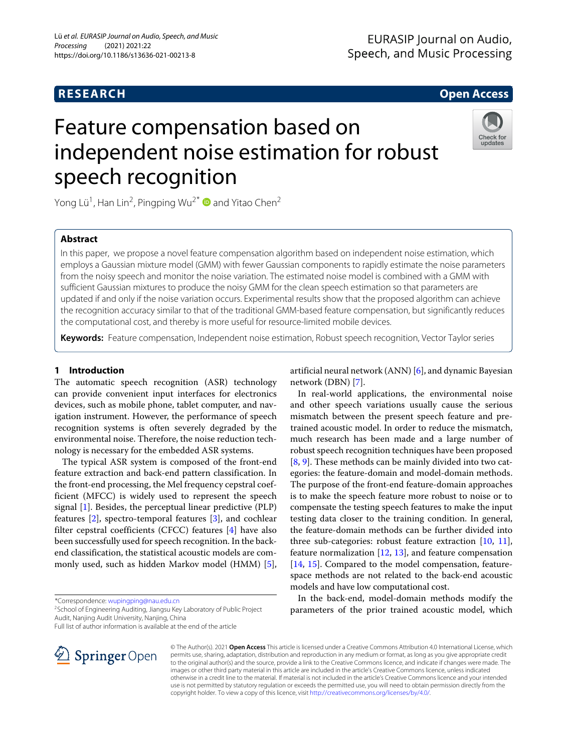RESEARCH

Open Access

# Feature compensation based on independent noise estimation for robust speech recognition

Yong Lü[1], Han Lin[2], Pingping Wu[2*] and Yitao Chen[2]

## Abstract

In this paper, we propose a novel feature compensation algorithm based on independent noise estimation, which employs a Gaussian mixture model (GMM) with fewer Gaussian components to rapidly estimate the noise parameters from the noisy speech and monitor the noise variation. The estimated noise model is combined with a GMM with sufficient Gaussian mixtures to produce the noisy GMM for the clean speech estimation so that parameters are updated if and only if the noise variation occurs. Experimental results show that the proposed algorithm can achieve the recognition accuracy similar to that of the traditional GMM-based feature compensation, but significantly reduces the computational cost, and thereby is more useful for resource-limited mobile devices.

**Keywords:** Feature compensation, Independent noise estimation, Robust speech recognition, Vector Taylor series

## 1 Introduction

The automatic speech recognition (ASR) technology can provide convenient input interfaces for electronics devices, such as mobile phone, tablet computer, and navigation instrument. However, the performance of speech recognition systems is often severely degraded by the environmental noise. Therefore, the noise reduction technology is necessary for the embedded ASR systems.

The typical ASR system is composed of the front-end feature extraction and back-end pattern classification. In the front-end processing, the Mel frequency cepstral coefficient (MFCC) is widely used to represent the speech signal [1]. Besides, the perceptual linear predictive (PLP) features [2], spectro-temporal features [3], and cochlear filter cepstral coefficients (CFCC) features [4] have also been successfully used for speech recognition. In the back-end classification, the statistical acoustic models are commonly used, such as hidden Markov model (HMM) [5], artificial neural network (ANN) [6], and dynamic Bayesian network (DBN) [7].

In real-world applications, the environmental noise and other speech variations usually cause the serious mismatch between the present speech feature and pre-trained acoustic model. In order to reduce the mismatch, much research has been made and a large number of robust speech recognition techniques have been proposed [8, 9]. These methods can be mainly divided into two categories: the feature-domain and model-domain methods. The purpose of the front-end feature-domain approaches is to make the speech feature more robust to noise or to compensate the testing speech features to make the input testing data closer to the training condition. In general, the feature-domain methods can be further divided into three sub-categories: robust feature extraction [10, 11], feature normalization [12, 13], and feature compensation [14, 15]. Compared to the model compensation, feature-space methods are not related to the back-end acoustic models and have low computational cost.

In the back-end, model-domain methods modify the parameters of the prior trained acoustic model, which

*Correspondence: wupingping@nau.edu.cn
[2]School of Engineering Auditing, Jiangsu Key Laboratory of Public Project Audit, Nanjing Audit University, Nanjing, China
Full list of author information is available at the end of the article

© The Author(s). 2021 **Open Access** This article is licensed under a Creative Commons Attribution 4.0 International License, which permits use, sharing, adaptation, distribution and reproduction in any medium or format, as long as you give appropriate credit to the original author(s) and the source, provide a link to the Creative Commons licence, and indicate if changes were made. The images or other third party material in this article are included in the article's Creative Commons licence, unless indicated otherwise in a credit line to the material. If material is not included in the article's Creative Commons licence and your intended use is not permitted by statutory regulation or exceeds the permitted use, you will need to obtain permission directly from the copyright holder. To view a copy of this licence, visit http://creativecommons.org/licenses/by/4.0/.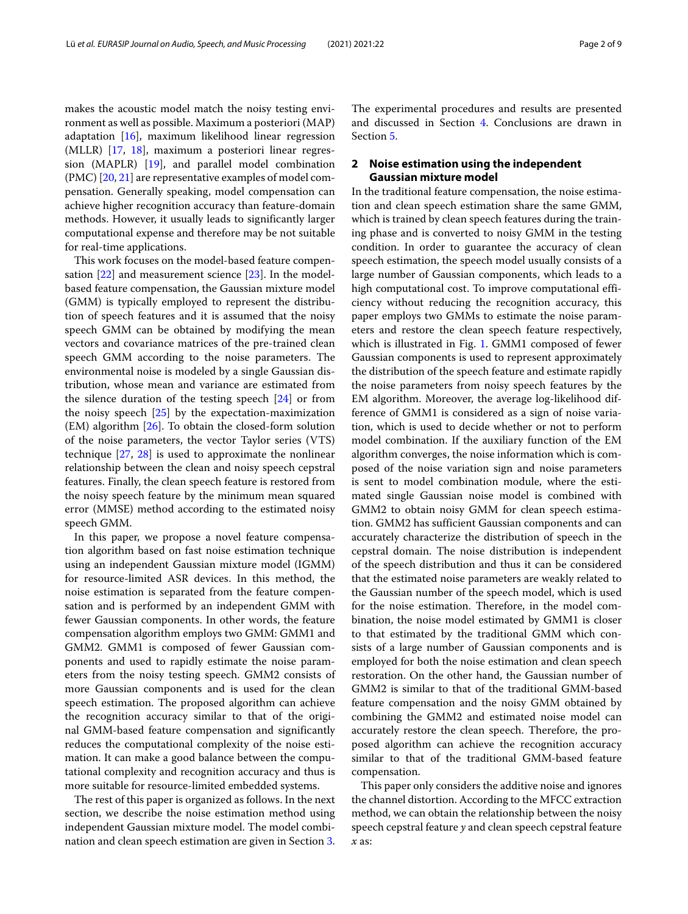makes the acoustic model match the noisy testing environment as well as possible. Maximum a posteriori (MAP) adaptation [16], maximum likelihood linear regression (MLLR) [17, 18], maximum a posteriori linear regression (MAPLR) [19], and parallel model combination (PMC) [20, 21] are representative examples of model compensation. Generally speaking, model compensation can achieve higher recognition accuracy than feature-domain methods. However, it usually leads to significantly larger computational expense and therefore may be not suitable for real-time applications.

This work focuses on the model-based feature compensation [22] and measurement science [23]. In the model-based feature compensation, the Gaussian mixture model (GMM) is typically employed to represent the distribution of speech features and it is assumed that the noisy speech GMM can be obtained by modifying the mean vectors and covariance matrices of the pre-trained clean speech GMM according to the noise parameters. The environmental noise is modeled by a single Gaussian distribution, whose mean and variance are estimated from the silence duration of the testing speech [24] or from the noisy speech [25] by the expectation-maximization (EM) algorithm [26]. To obtain the closed-form solution of the noise parameters, the vector Taylor series (VTS) technique [27, 28] is used to approximate the nonlinear relationship between the clean and noisy speech cepstral features. Finally, the clean speech feature is restored from the noisy speech feature by the minimum mean squared error (MMSE) method according to the estimated noisy speech GMM.

In this paper, we propose a novel feature compensation algorithm based on fast noise estimation technique using an independent Gaussian mixture model (IGMM) for resource-limited ASR devices. In this method, the noise estimation is separated from the feature compensation and is performed by an independent GMM with fewer Gaussian components. In other words, the feature compensation algorithm employs two GMM: GMM1 and GMM2. GMM1 is composed of fewer Gaussian components and used to rapidly estimate the noise parameters from the noisy testing speech. GMM2 consists of more Gaussian components and is used for the clean speech estimation. The proposed algorithm can achieve the recognition accuracy similar to that of the original GMM-based feature compensation and significantly reduces the computational complexity of the noise estimation. It can make a good balance between the computational complexity and recognition accuracy and thus is more suitable for resource-limited embedded systems.

The rest of this paper is organized as follows. In the next section, we describe the noise estimation method using independent Gaussian mixture model. The model combination and clean speech estimation are given in Section 3. The experimental procedures and results are presented and discussed in Section 4. Conclusions are drawn in Section 5.

## 2 Noise estimation using the independent Gaussian mixture model

In the traditional feature compensation, the noise estimation and clean speech estimation share the same GMM, which is trained by clean speech features during the training phase and is converted to noisy GMM in the testing condition. In order to guarantee the accuracy of clean speech estimation, the speech model usually consists of a large number of Gaussian components, which leads to a high computational cost. To improve computational efficiency without reducing the recognition accuracy, this paper employs two GMMs to estimate the noise parameters and restore the clean speech feature respectively, which is illustrated in Fig. 1. GMM1 composed of fewer Gaussian components is used to represent approximately the distribution of the speech feature and estimate rapidly the noise parameters from noisy speech features by the EM algorithm. Moreover, the average log-likelihood difference of GMM1 is considered as a sign of noise variation, which is used to decide whether or not to perform model combination. If the auxiliary function of the EM algorithm converges, the noise information which is composed of the noise variation sign and noise parameters is sent to model combination module, where the estimated single Gaussian noise model is combined with GMM2 to obtain noisy GMM for clean speech estimation. GMM2 has sufficient Gaussian components and can accurately characterize the distribution of speech in the cepstral domain. The noise distribution is independent of the speech distribution and thus it can be considered that the estimated noise parameters are weakly related to the Gaussian number of the speech model, which is used for the noise estimation. Therefore, in the model combination, the noise model estimated by GMM1 is closer to that estimated by the traditional GMM which consists of a large number of Gaussian components and is employed for both the noise estimation and clean speech restoration. On the other hand, the Gaussian number of GMM2 is similar to that of the traditional GMM-based feature compensation and the noisy GMM obtained by combining the GMM2 and estimated noise model can accurately restore the clean speech. Therefore, the proposed algorithm can achieve the recognition accuracy similar to that of the traditional GMM-based feature compensation.

This paper only considers the additive noise and ignores the channel distortion. According to the MFCC extraction method, we can obtain the relationship between the noisy speech cepstral feature $y$ and clean speech cepstral feature $x$ as: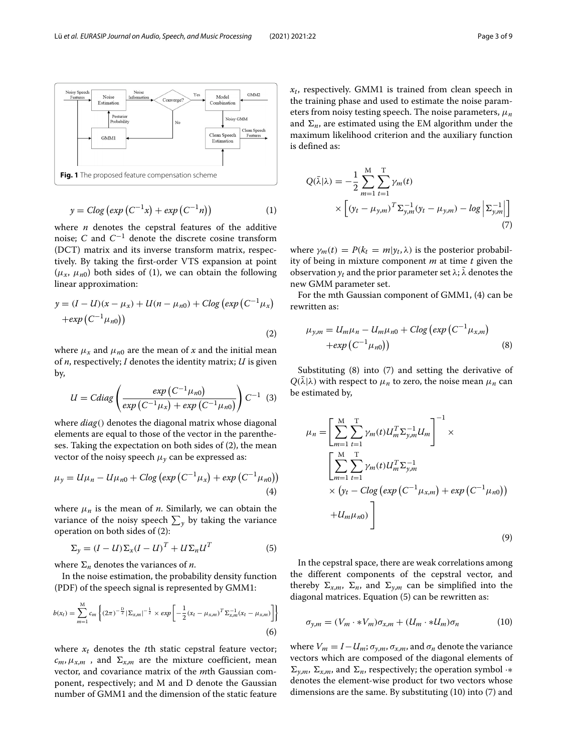**Fig. 1** The proposed feature compensation scheme

$$y = Clog\left(exp\left(C^{-1}x\right) + exp\left(C^{-1}n\right)\right) \tag{1}$$

where $n$ denotes the cepstral features of the additive noise; $C$ and $C^{-1}$ denote the discrete cosine transform (DCT) matrix and its inverse transform matrix, respectively. By taking the first-order VTS expansion at point ($\mu_x$, $\mu_{n0}$) both sides of (1), we can obtain the following linear approximation:

$$y = (I - U)(x - \mu_x) + U(n - \mu_{n0}) + Clog\left(exp\left(C^{-1}\mu_x\right) + exp\left(C^{-1}\mu_{n0}\right)\right) \tag{2}$$

where $\mu_x$ and $\mu_{n0}$ are the mean of $x$ and the initial mean of $n$, respectively; $I$ denotes the identity matrix; $U$ is given by,

$$U = Cdiag\left(\frac{exp\left(C^{-1}\mu_{n0}\right)}{exp\left(C^{-1}\mu_x\right) + exp\left(C^{-1}\mu_{n0}\right)}\right)C^{-1} \tag{3}$$

where $diag()$ denotes the diagonal matrix whose diagonal elements are equal to those of the vector in the parentheses. Taking the expectation on both sides of (2), the mean vector of the noisy speech $\mu_y$ can be expressed as:

$$\mu_y = U\mu_n - U\mu_{n0} + Clog\left(exp\left(C^{-1}\mu_x\right) + exp\left(C^{-1}\mu_{n0}\right)\right) \tag{4}$$

where $\mu_n$ is the mean of $n$. Similarly, we can obtain the variance of the noisy speech $\sum_y$ by taking the variance operation on both sides of (2):

$$\Sigma_y = (I - U)\Sigma_x(I - U)^T + U\Sigma_n U^T \tag{5}$$

where $\Sigma_n$ denotes the variances of $n$.

In the noise estimation, the probability density function (PDF) of the speech signal is represented by GMM1:

$$b(x_t) = \sum_{m=1}^{M} c_m \left\{(2\pi)^{-\frac{D}{2}}|\Sigma_{x,m}|^{-\frac{1}{2}} \times exp\left[-\frac{1}{2}(x_t - \mu_{x,m})^T\Sigma_{x,m}^{-1}(x_t - \mu_{x,m})\right]\right\} \tag{6}$$

where $x_t$ denotes the $t$th static cepstral feature vector; $c_m, \mu_{x,m}$, and $\Sigma_{x,m}$ are the mixture coefficient, mean vector, and covariance matrix of the $m$th Gaussian component, respectively; and M and D denote the Gaussian number of GMM1 and the dimension of the static feature $x_t$, respectively. GMM1 is trained from clean speech in the training phase and used to estimate the noise parameters from noisy testing speech. The noise parameters, $\mu_n$ and $\Sigma_n$, are estimated using the EM algorithm under the maximum likelihood criterion and the auxiliary function is defined as:

$$Q(\bar{\lambda}|\lambda) = -\frac{1}{2}\sum_{m=1}^{M}\sum_{t=1}^{T}\gamma_m(t) \times \left[(y_t - \mu_{y,m})^T\Sigma_{y,m}^{-1}(y_t - \mu_{y,m}) - log\left|\Sigma_{y,m}^{-1}\right|\right] \tag{7}$$

where $\gamma_m(t) = P(k_t = m|y_t, \lambda)$ is the posterior probability of being in mixture component $m$ at time $t$ given the observation $y_t$ and the prior parameter set $\lambda$; $\bar{\lambda}$ denotes the new GMM parameter set.

For the mth Gaussian component of GMM1, (4) can be rewritten as:

$$\mu_{y,m} = U_m\mu_n - U_m\mu_{n0} + Clog\left(exp\left(C^{-1}\mu_{x,m}\right) + exp\left(C^{-1}\mu_{n0}\right)\right) \tag{8}$$

Substituting (8) into (7) and setting the derivative of $Q(\bar{\lambda}|\lambda)$ with respect to $\mu_n$ to zero, the noise mean $\mu_n$ can be estimated by,

$$\mu_n = \left[\sum_{m=1}^{M}\sum_{t=1}^{T}\gamma_m(t)U_m^T\Sigma_{y,m}^{-1}U_m\right]^{-1} \times \left[\sum_{m=1}^{M}\sum_{t=1}^{T}\gamma_m(t)U_m^T\Sigma_{y,m}^{-1} \times \left(y_t - Clog\left(exp\left(C^{-1}\mu_{x,m}\right) + exp\left(C^{-1}\mu_{n0}\right)\right) + U_m\mu_{n0}\right)\right] \tag{9}$$

In the cepstral space, there are weak correlations among the different components of the cepstral vector, and thereby $\Sigma_{x,m}$, $\Sigma_n$, and $\Sigma_{y,m}$ can be simplified into the diagonal matrices. Equation (5) can be rewritten as:

$$\sigma_{y,m} = (V_m \cdot * V_m)\sigma_{x,m} + (U_m \cdot * U_m)\sigma_n \tag{10}$$

where $V_m = I - U_m$; $\sigma_{y,m}$, $\sigma_{x,m}$, and $\sigma_n$ denote the variance vectors which are composed of the diagonal elements of $\Sigma_{y,m}$, $\Sigma_{x,m}$, and $\Sigma_n$, respectively; the operation symbol $\cdot*$ denotes the element-wise product for two vectors whose dimensions are the same. By substituting (10) into (7) and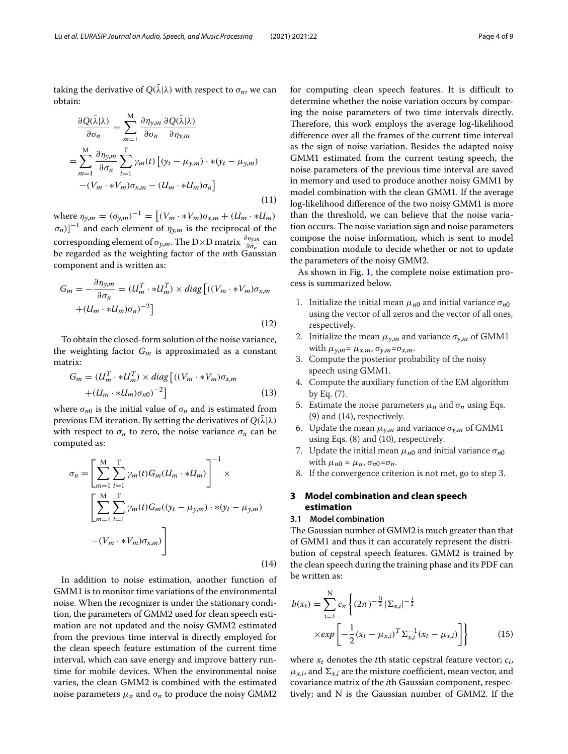taking the derivative of $Q(\bar{\lambda}|\lambda)$ with respect to $\sigma_n$, we can obtain:

$$
\begin{aligned}
\frac{\partial Q(\bar{\lambda}|\lambda)}{\partial \sigma_n} &= \sum_{m=1}^{M} \frac{\partial \eta_{y,m}}{\partial \sigma_n} \frac{\partial Q(\bar{\lambda}|\lambda)}{\partial \eta_{y,m}} \\
&= \sum_{m=1}^{M} \frac{\partial \eta_{y,m}}{\partial \sigma_n} \sum_{t=1}^{T} \gamma_m(t) \left[ (y_t - \mu_{y,m}) \cdot * (y_t - \mu_{y,m}) \right. \\
&\quad \left. - (V_m \cdot * V_m)\sigma_{x,m} - (U_m \cdot * U_m)\sigma_n \right]
\end{aligned}
\tag{11}
$$

where $\eta_{y,m} = (\sigma_{y,m})^{-1} = \left[ (V_m \cdot * V_m)\sigma_{x,m} + (U_m \cdot * U_m) \sigma_n) \right]^{-1}$ and each element of $\eta_{y,m}$ is the reciprocal of the corresponding element of $\sigma_{y,m}$. The D×D matrix $\frac{\partial \eta_{y,m}}{\partial \sigma_n}$ can be regarded as the weighting factor of the $m$th Gaussian component and is written as:

$$
\begin{aligned}
G_m = -\frac{\partial \eta_{y,m}}{\partial \sigma_n} &= (U_m^T \cdot * U_m^T) \times diag\left[ ((V_m \cdot * V_m)\sigma_{x,m} \right. \\
&\quad \left. + (U_m \cdot * U_m)\sigma_n)^{-2} \right]
\end{aligned}
\tag{12}
$$

To obtain the closed-form solution of the noise variance, the weighting factor $G_m$ is approximated as a constant matrix:

$$
\begin{aligned}
G_m &= (U_m^T \cdot * U_m^T) \times diag\left[ ((V_m \cdot * V_m)\sigma_{x,m} \right. \\
&\quad \left. + (U_m \cdot * U_m)\sigma_{n0})^{-2} \right]
\end{aligned}
\tag{13}
$$

where $\sigma_{n0}$ is the initial value of $\sigma_n$ and is estimated from previous EM iteration. By setting the derivatives of $Q(\bar{\lambda}|\lambda)$ with respect to $\sigma_n$ to zero, the noise variance $\sigma_n$ can be computed as:

$$
\begin{aligned}
\sigma_n = &\left[ \sum_{m=1}^{M} \sum_{t=1}^{T} \gamma_m(t) G_m (U_m \cdot * U_m) \right]^{-1} \times \\
&\left[ \sum_{m=1}^{M} \sum_{t=1}^{T} \gamma_m(t) G_m ((y_t - \mu_{y,m}) \cdot * (y_t - \mu_{y,m}) \right. \\
&\left. - (V_m \cdot * V_m)\sigma_{x,m}) \right]
\end{aligned}
\tag{14}
$$

In addition to noise estimation, another function of GMM1 is to monitor time variations of the environmental noise. When the recognizer is under the stationary condition, the parameters of GMM2 used for clean speech estimation are not updated and the noisy GMM2 estimated from the previous time interval is directly employed for the clean speech feature estimation of the current time interval, which can save energy and improve battery runtime for mobile devices. When the environmental noise varies, the clean GMM2 is combined with the estimated noise parameters $\mu_n$ and $\sigma_n$ to produce the noisy GMM2 for computing clean speech features. It is difficult to determine whether the noise variation occurs by comparing the noise parameters of two time intervals directly. Therefore, this work employs the average log-likelihood difference over all the frames of the current time interval as the sign of noise variation. Besides the adapted noisy GMM1 estimated from the current testing speech, the noise parameters of the previous time interval are saved in memory and used to produce another noisy GMM1 by model combination with the clean GMM1. If the average log-likelihood difference of the two noisy GMM1 is more than the threshold, we can believe that the noise variation occurs. The noise variation sign and noise parameters compose the noise information, which is sent to model combination module to decide whether or not to update the parameters of the noisy GMM2.

As shown in Fig. 1, the complete noise estimation process is summarized below.

1. Initialize the initial mean $\mu_{n0}$ and initial variance $\sigma_{n0}$ using the vector of all zeros and the vector of all ones, respectively.
2. Initialize the mean $\mu_{y,m}$ and variance $\sigma_{y,m}$ of GMM1 with $\mu_{y,m} = \mu_{x,m}$, $\sigma_{y,m} = \sigma_{x,m}$.
3. Compute the posterior probability of the noisy speech using GMM1.
4. Compute the auxiliary function of the EM algorithm by Eq. (7).
5. Estimate the noise parameters $\mu_n$ and $\sigma_n$ using Eqs. (9) and (14), respectively.
6. Update the mean $\mu_{y,m}$ and variance $\sigma_{y,m}$ of GMM1 using Eqs. (8) and (10), respectively.
7. Update the initial mean $\mu_{n0}$ and initial variance $\sigma_{n0}$ with $\mu_{n0} = \mu_n$, $\sigma_{n0} = \sigma_n$.
8. If the convergence criterion is not met, go to step 3.

## 3 Model combination and clean speech estimation

### 3.1 Model combination

The Gaussian number of GMM2 is much greater than that of GMM1 and thus it can accurately represent the distribution of cepstral speech features. GMM2 is trained by the clean speech during the training phase and its PDF can be written as:

$$
\begin{aligned}
b(x_t) = \sum_{i=1}^{N} c_n &\left\{ (2\pi)^{-\frac{D}{2}} |\Sigma_{x,i}|^{-\frac{1}{2}} \right. \\
&\left. \times exp\left[ -\frac{1}{2}(x_t - \mu_{x,i})^T \Sigma_{x,i}^{-1} (x_t - \mu_{x,i}) \right] \right\}
\end{aligned}
\tag{15}
$$

where $x_t$ denotes the $t$th static cepstral feature vector; $c_i$, $\mu_{x,i}$, and $\Sigma_{x,i}$ are the mixture coefficient, mean vector, and covariance matrix of the $i$th Gaussian component, respectively; and N is the Gaussian number of GMM2. If the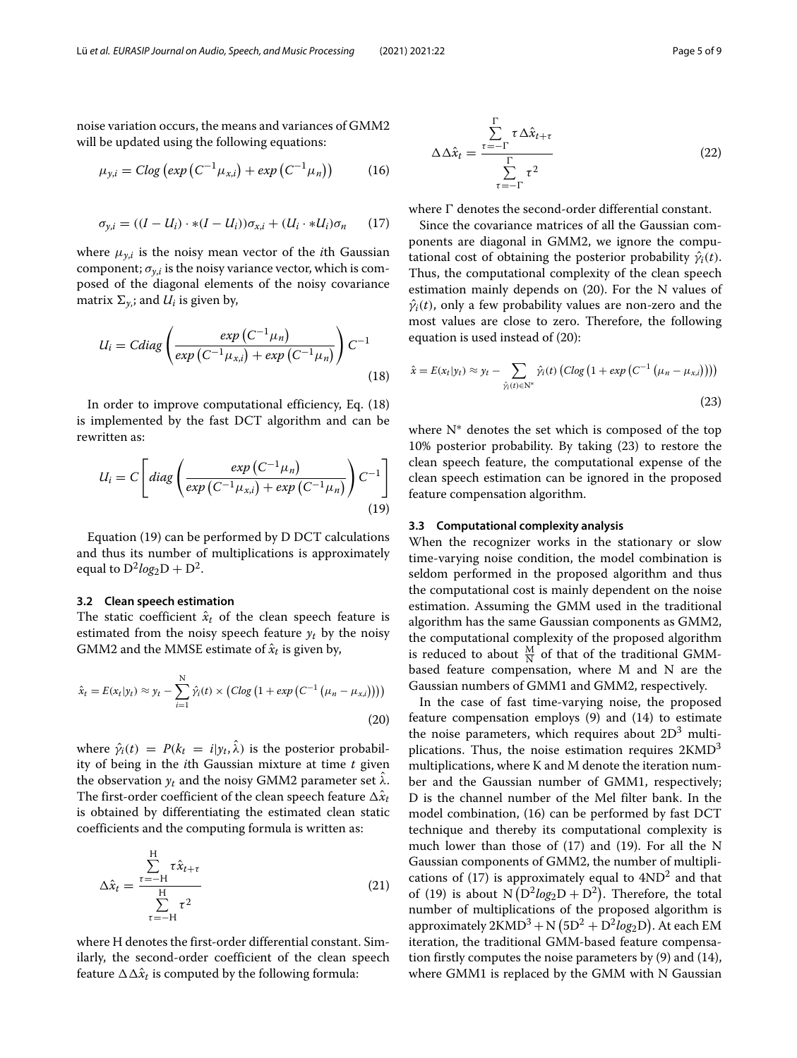noise variation occurs, the means and variances of GMM2 will be updated using the following equations:

$$\mu_{y,i} = Clog\left(exp\left(C^{-1}\mu_{x,i}\right) + exp\left(C^{-1}\mu_{n}\right)\right) \tag{16}$$

$$\sigma_{y,i} = ((I - U_i) \cdot *(I - U_i))\sigma_{x,i} + (U_i \cdot *U_i)\sigma_n \tag{17}$$

where $\mu_{y,i}$ is the noisy mean vector of the $i$th Gaussian component; $\sigma_{y,i}$ is the noisy variance vector, which is composed of the diagonal elements of the noisy covariance matrix $\Sigma_{y,i}$; and $U_i$ is given by,

$$U_i = Cdiag\left(\frac{exp\left(C^{-1}\mu_n\right)}{exp\left(C^{-1}\mu_{x,i}\right) + exp\left(C^{-1}\mu_n\right)}\right)C^{-1} \tag{18}$$

In order to improve computational efficiency, Eq. (18) is implemented by the fast DCT algorithm and can be rewritten as:

$$U_i = C\left[diag\left(\frac{exp\left(C^{-1}\mu_n\right)}{exp\left(C^{-1}\mu_{x,i}\right) + exp\left(C^{-1}\mu_n\right)}\right)C^{-1}\right] \tag{19}$$

Equation (19) can be performed by D DCT calculations and thus its number of multiplications is approximately equal to $\mathrm{D}^2 log_2 \mathrm{D} + \mathrm{D}^2$.

### 3.2 Clean speech estimation

The static coefficient $\hat{x}_t$ of the clean speech feature is estimated from the noisy speech feature $y_t$ by the noisy GMM2 and the MMSE estimate of $\hat{x}_t$ is given by,

$$\hat{x}_t = E(x_t|y_t) \approx y_t - \sum_{i=1}^{\mathrm{N}} \hat{\gamma}_i(t) \times \left(Clog\left(1 + exp\left(C^{-1}\left(\mu_n - \mu_{x,i}\right)\right)\right)\right) \tag{20}$$

where $\hat{\gamma}_i(t) = P(k_t = i|y_t, \hat{\lambda})$ is the posterior probability of being in the $i$th Gaussian mixture at time $t$ given the observation $y_t$ and the noisy GMM2 parameter set $\hat{\lambda}$. The first-order coefficient of the clean speech feature $\Delta\hat{x}_t$ is obtained by differentiating the estimated clean static coefficients and the computing formula is written as:

$$\Delta\hat{x}_t = \frac{\sum\limits_{\tau=-\mathrm{H}}^{\mathrm{H}} \tau \hat{x}_{t+\tau}}{\sum\limits_{\tau=-\mathrm{H}}^{\mathrm{H}} \tau^2} \tag{21}$$

where H denotes the first-order differential constant. Similarly, the second-order coefficient of the clean speech feature $\Delta\Delta\hat{x}_t$ is computed by the following formula:

$$\Delta\Delta\hat{x}_t = \frac{\sum\limits_{\tau=-\Gamma}^{\Gamma} \tau \Delta\hat{x}_{t+\tau}}{\sum\limits_{\tau=-\Gamma}^{\Gamma} \tau^2} \tag{22}$$

where $\Gamma$ denotes the second-order differential constant.

Since the covariance matrices of all the Gaussian components are diagonal in GMM2, we ignore the computational cost of obtaining the posterior probability $\hat{\gamma}_i(t)$. Thus, the computational complexity of the clean speech estimation mainly depends on (20). For the N values of $\hat{\gamma}_i(t)$, only a few probability values are non-zero and the most values are close to zero. Therefore, the following equation is used instead of (20):

$$\hat{x} = E(x_t|y_t) \approx y_t - \sum_{\hat{\gamma}_i(t)\in \mathrm{N}^*} \hat{\gamma}_i(t)\left(Clog\left(1 + exp\left(C^{-1}\left(\mu_n - \mu_{x,i}\right)\right)\right)\right) \tag{23}$$

where $\mathrm{N}^*$ denotes the set which is composed of the top 10% posterior probability. By taking (23) to restore the clean speech feature, the computational expense of the clean speech estimation can be ignored in the proposed feature compensation algorithm.

### 3.3 Computational complexity analysis

When the recognizer works in the stationary or slow time-varying noise condition, the model combination is seldom performed in the proposed algorithm and thus the computational cost is mainly dependent on the noise estimation. Assuming the GMM used in the traditional algorithm has the same Gaussian components as GMM2, the computational complexity of the proposed algorithm is reduced to about $\frac{\mathrm{M}}{\mathrm{N}}$ of that of the traditional GMM-based feature compensation, where M and N are the Gaussian numbers of GMM1 and GMM2, respectively.

In the case of fast time-varying noise, the proposed feature compensation employs (9) and (14) to estimate the noise parameters, which requires about $2\mathrm{D}^3$ multiplications. Thus, the noise estimation requires $2\mathrm{KMD}^3$ multiplications, where K and M denote the iteration number and the Gaussian number of GMM1, respectively; D is the channel number of the Mel filter bank. In the model combination, (16) can be performed by fast DCT technique and thereby its computational complexity is much lower than those of (17) and (19). For all the N Gaussian components of GMM2, the number of multiplications of (17) is approximately equal to $4\mathrm{ND}^2$ and that of (19) is about $\mathrm{N}\left(\mathrm{D}^2 log_2 \mathrm{D} + \mathrm{D}^2\right)$. Therefore, the total number of multiplications of the proposed algorithm is approximately $2\mathrm{KMD}^3 + \mathrm{N}\left(5\mathrm{D}^2 + \mathrm{D}^2 log_2 \mathrm{D}\right)$. At each EM iteration, the traditional GMM-based feature compensation firstly computes the noise parameters by (9) and (14), where GMM1 is replaced by the GMM with N Gaussian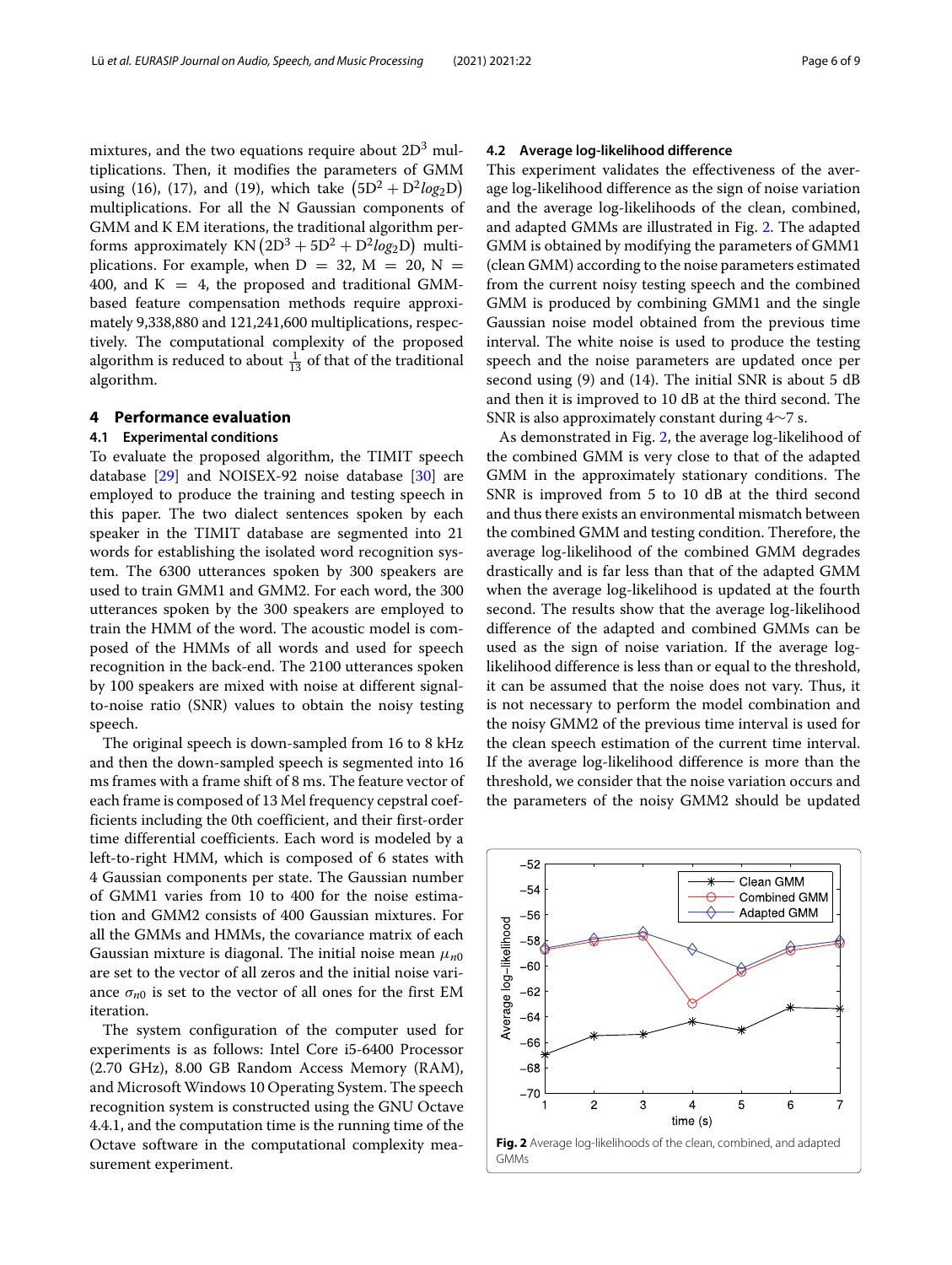mixtures, and the two equations require about $2D^3$ multiplications. Then, it modifies the parameters of GMM using (16), (17), and (19), which take $\left(5D^2 + D^2 log_2 D\right)$ multiplications. For all the N Gaussian components of GMM and K EM iterations, the traditional algorithm performs approximately $KN\left(2D^3 + 5D^2 + D^2 log_2 D\right)$ multiplications. For example, when $D = 32$, $M = 20$, $N = 400$, and $K = 4$, the proposed and traditional GMM-based feature compensation methods require approximately 9,338,880 and 121,241,600 multiplications, respectively. The computational complexity of the proposed algorithm is reduced to about $\frac{1}{13}$ of that of the traditional algorithm.

## 4 Performance evaluation

### 4.1 Experimental conditions

To evaluate the proposed algorithm, the TIMIT speech database [29] and NOISEX-92 noise database [30] are employed to produce the training and testing speech in this paper. The two dialect sentences spoken by each speaker in the TIMIT database are segmented into 21 words for establishing the isolated word recognition system. The 6300 utterances spoken by 300 speakers are used to train GMM1 and GMM2. For each word, the 300 utterances spoken by the 300 speakers are employed to train the HMM of the word. The acoustic model is composed of the HMMs of all words and used for speech recognition in the back-end. The 2100 utterances spoken by 100 speakers are mixed with noise at different signal-to-noise ratio (SNR) values to obtain the noisy testing speech.

The original speech is down-sampled from 16 to 8 kHz and then the down-sampled speech is segmented into 16 ms frames with a frame shift of 8 ms. The feature vector of each frame is composed of 13 Mel frequency cepstral coefficients including the 0th coefficient, and their first-order time differential coefficients. Each word is modeled by a left-to-right HMM, which is composed of 6 states with 4 Gaussian components per state. The Gaussian number of GMM1 varies from 10 to 400 for the noise estimation and GMM2 consists of 400 Gaussian mixtures. For all the GMMs and HMMs, the covariance matrix of each Gaussian mixture is diagonal. The initial noise mean $\mu_{n0}$ are set to the vector of all zeros and the initial noise variance $\sigma_{n0}$ is set to the vector of all ones for the first EM iteration.

The system configuration of the computer used for experiments is as follows: Intel Core i5-6400 Processor (2.70 GHz), 8.00 GB Random Access Memory (RAM), and Microsoft Windows 10 Operating System. The speech recognition system is constructed using the GNU Octave 4.4.1, and the computation time is the running time of the Octave software in the computational complexity measurement experiment.

### 4.2 Average log-likelihood difference

This experiment validates the effectiveness of the average log-likelihood difference as the sign of noise variation and the average log-likelihoods of the clean, combined, and adapted GMMs are illustrated in Fig. 2. The adapted GMM is obtained by modifying the parameters of GMM1 (clean GMM) according to the noise parameters estimated from the current noisy testing speech and the combined GMM is produced by combining GMM1 and the single Gaussian noise model obtained from the previous time interval. The white noise is used to produce the testing speech and the noise parameters are updated once per second using (9) and (14). The initial SNR is about 5 dB and then it is improved to 10 dB at the third second. The SNR is also approximately constant during 4~7 s.

As demonstrated in Fig. 2, the average log-likelihood of the combined GMM is very close to that of the adapted GMM in the approximately stationary conditions. The SNR is improved from 5 to 10 dB at the third second and thus there exists an environmental mismatch between the combined GMM and testing condition. Therefore, the average log-likelihood of the combined GMM degrades drastically and is far less than that of the adapted GMM when the average log-likelihood is updated at the fourth second. The results show that the average log-likelihood difference of the adapted and combined GMMs can be used as the sign of noise variation. If the average log-likelihood difference is less than or equal to the threshold, it can be assumed that the noise does not vary. Thus, it is not necessary to perform the model combination and the noisy GMM2 of the previous time interval is used for the clean speech estimation of the current time interval. If the average log-likelihood difference is more than the threshold, we consider that the noise variation occurs and the parameters of the noisy GMM2 should be updated

**Fig. 2** Average log-likelihoods of the clean, combined, and adapted GMMs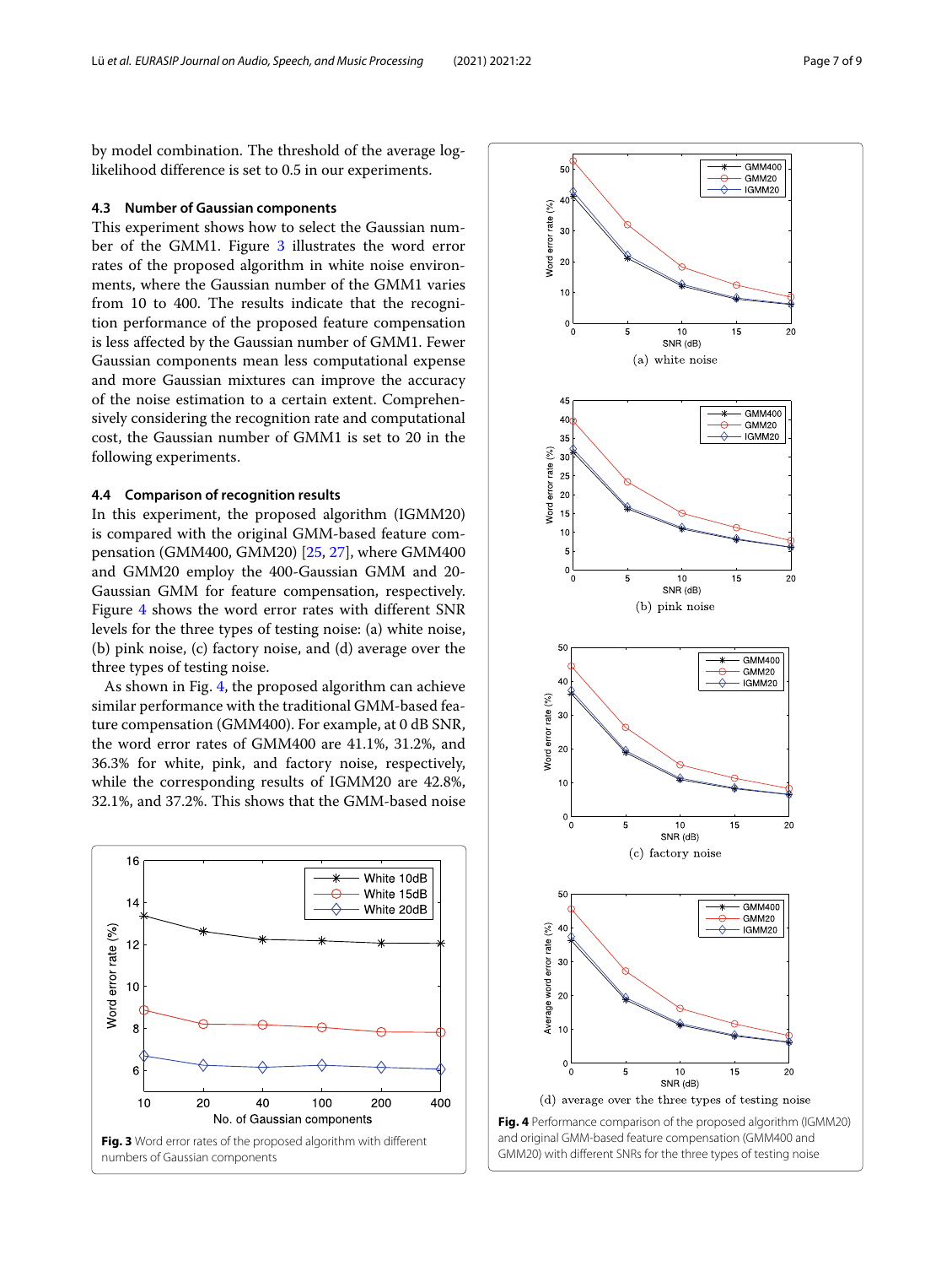by model combination. The threshold of the average log-likelihood difference is set to 0.5 in our experiments.

### 4.3 Number of Gaussian components

This experiment shows how to select the Gaussian number of the GMM1. Figure 3 illustrates the word error rates of the proposed algorithm in white noise environments, where the Gaussian number of the GMM1 varies from 10 to 400. The results indicate that the recognition performance of the proposed feature compensation is less affected by the Gaussian number of GMM1. Fewer Gaussian components mean less computational expense and more Gaussian mixtures can improve the accuracy of the noise estimation to a certain extent. Comprehensively considering the recognition rate and computational cost, the Gaussian number of GMM1 is set to 20 in the following experiments.

### 4.4 Comparison of recognition results

In this experiment, the proposed algorithm (IGMM20) is compared with the original GMM-based feature compensation (GMM400, GMM20) [25, 27], where GMM400 and GMM20 employ the 400-Gaussian GMM and 20-Gaussian GMM for feature compensation, respectively. Figure 4 shows the word error rates with different SNR levels for the three types of testing noise: (a) white noise, (b) pink noise, (c) factory noise, and (d) average over the three types of testing noise.

As shown in Fig. 4, the proposed algorithm can achieve similar performance with the traditional GMM-based feature compensation (GMM400). For example, at 0 dB SNR, the word error rates of GMM400 are 41.1%, 31.2%, and 36.3% for white, pink, and factory noise, respectively, while the corresponding results of IGMM20 are 42.8%, 32.1%, and 37.2%. This shows that the GMM-based noise

**Fig. 3** Word error rates of the proposed algorithm with different numbers of Gaussian components

(a) white noise

(b) pink noise

(c) factory noise

(d) average over the three types of testing noise

**Fig. 4** Performance comparison of the proposed algorithm (IGMM20) and original GMM-based feature compensation (GMM400 and GMM20) with different SNRs for the three types of testing noise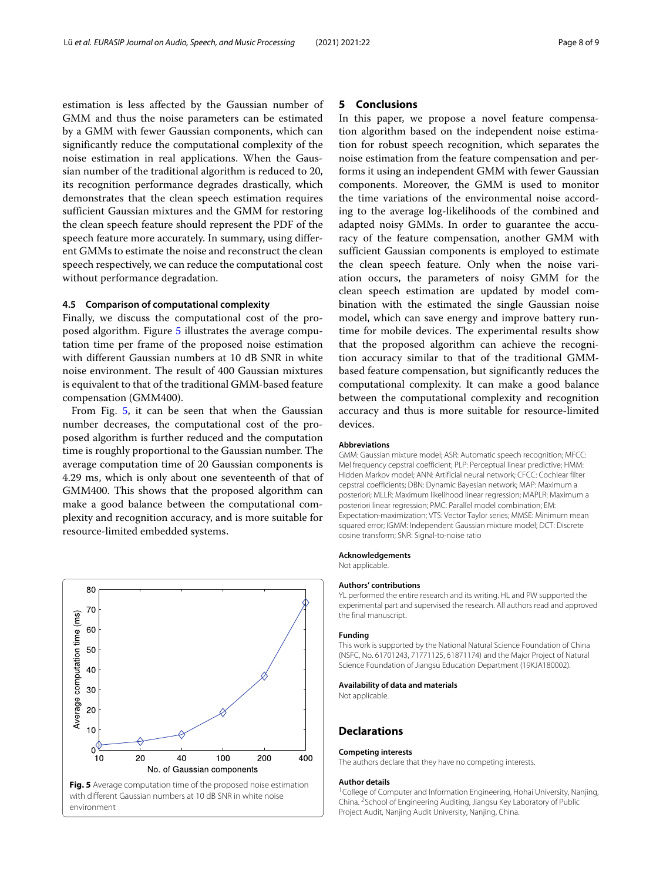estimation is less affected by the Gaussian number of GMM and thus the noise parameters can be estimated by a GMM with fewer Gaussian components, which can significantly reduce the computational complexity of the noise estimation in real applications. When the Gaussian number of the traditional algorithm is reduced to 20, its recognition performance degrades drastically, which demonstrates that the clean speech estimation requires sufficient Gaussian mixtures and the GMM for restoring the clean speech feature should represent the PDF of the speech feature more accurately. In summary, using different GMMs to estimate the noise and reconstruct the clean speech respectively, we can reduce the computational cost without performance degradation.

### 4.5 Comparison of computational complexity

Finally, we discuss the computational cost of the proposed algorithm. Figure 5 illustrates the average computation time per frame of the proposed noise estimation with different Gaussian numbers at 10 dB SNR in white noise environment. The result of 400 Gaussian mixtures is equivalent to that of the traditional GMM-based feature compensation (GMM400).

From Fig. 5, it can be seen that when the Gaussian number decreases, the computational cost of the proposed algorithm is further reduced and the computation time is roughly proportional to the Gaussian number. The average computation time of 20 Gaussian components is 4.29 ms, which is only about one seventeenth of that of GMM400. This shows that the proposed algorithm can make a good balance between the computational complexity and recognition accuracy, and is more suitable for resource-limited embedded systems.

**Fig. 5** Average computation time of the proposed noise estimation with different Gaussian numbers at 10 dB SNR in white noise environment

## 5 Conclusions

In this paper, we propose a novel feature compensation algorithm based on the independent noise estimation for robust speech recognition, which separates the noise estimation from the feature compensation and performs it using an independent GMM with fewer Gaussian components. Moreover, the GMM is used to monitor the time variations of the environmental noise according to the average log-likelihoods of the combined and adapted noisy GMMs. In order to guarantee the accuracy of the feature compensation, another GMM with sufficient Gaussian components is employed to estimate the clean speech feature. Only when the noise variation occurs, the parameters of noisy GMM for the clean speech estimation are updated by model combination with the estimated the single Gaussian noise model, which can save energy and improve battery runtime for mobile devices. The experimental results show that the proposed algorithm can achieve the recognition accuracy similar to that of the traditional GMM-based feature compensation, but significantly reduces the computational complexity. It can make a good balance between the computational complexity and recognition accuracy and thus is more suitable for resource-limited devices.

#### Abbreviations

GMM: Gaussian mixture model; ASR: Automatic speech recognition; MFCC: Mel frequency cepstral coefficient; PLP: Perceptual linear predictive; HMM: Hidden Markov model; ANN: Artificial neural network; CFCC: Cochlear filter cepstral coefficients; DBN: Dynamic Bayesian network; MAP: Maximum a posteriori; MLLR: Maximum likelihood linear regression; MAPLR: Maximum a posteriori linear regression; PMC: Parallel model combination; EM: Expectation-maximization; VTS: Vector Taylor series; MMSE: Minimum mean squared error; IGMM: Independent Gaussian mixture model; DCT: Discrete cosine transform; SNR: Signal-to-noise ratio

#### Acknowledgements

Not applicable.

#### Authors' contributions

YL performed the entire research and its writing. HL and PW supported the experimental part and supervised the research. All authors read and approved the final manuscript.

#### Funding

This work is supported by the National Natural Science Foundation of China (NSFC, No. 61701243, 71771125, 61871174) and the Major Project of Natural Science Foundation of Jiangsu Education Department (19KJA180002).

#### Availability of data and materials

Not applicable.

## Declarations

#### Competing interests

The authors declare that they have no competing interests.

#### Author details

[1]College of Computer and Information Engineering, Hohai University, Nanjing, China. [2]School of Engineering Auditing, Jiangsu Key Laboratory of Public Project Audit, Nanjing Audit University, Nanjing, China.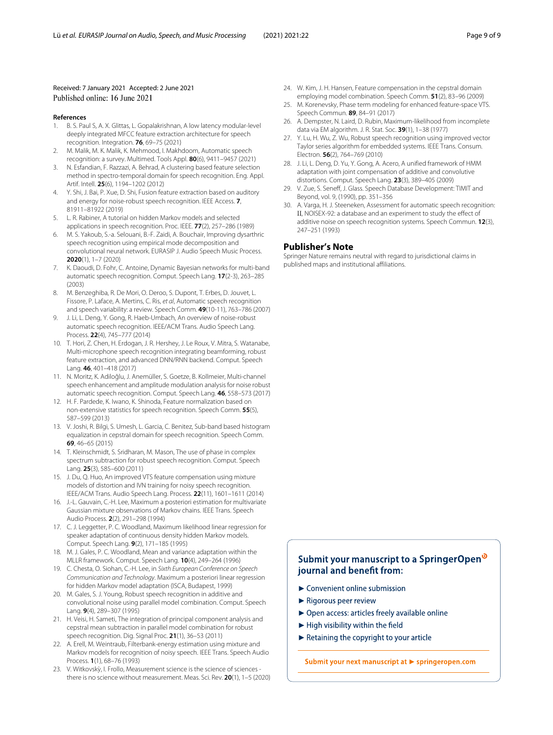Received: 7 January 2021 Accepted: 2 June 2021
Published online: 16 June 2021

**References**

1. B. S. Paul S, A. X. Glittas, L. Gopalakrishnan, A low latency modular-level deeply integrated MFCC feature extraction architecture for speech recognition. Integration. **76**, 69–75 (2021)
2. M. Malik, M. K. Malik, K. Mehmood, I. Makhdoom, Automatic speech recognition: a survey. Multimed. Tools Appl. **80**(6), 9411–9457 (2021)
3. N. Esfandian, F. Razzazi, A. Behrad, A clustering based feature selection method in spectro-temporal domain for speech recognition. Eng. Appl. Artif. Intell. **25**(6), 1194–1202 (2012)
4. Y. Shi, J. Bai, P. Xue, D. Shi, Fusion feature extraction based on auditory and energy for noise-robust speech recognition. IEEE Access. **7**, 81911–81922 (2019)
5. L. R. Rabiner, A tutorial on hidden Markov models and selected applications in speech recognition. Proc. IEEE. **77**(2), 257–286 (1989)
6. M. S. Yakoub, S.-a. Selouani, B.-F. Zaidi, A. Bouchair, Improving dysarthric speech recognition using empirical mode decomposition and convolutional neural network. EURASIP J. Audio Speech Music Process. **2020**(1), 1–7 (2020)
7. K. Daoudi, D. Fohr, C. Antoine, Dynamic Bayesian networks for multi-band automatic speech recognition. Comput. Speech Lang. **17**(2-3), 263–285 (2003)
8. M. Benzeghiba, R. De Mori, O. Deroo, S. Dupont, T. Erbes, D. Jouvet, L. Fissore, P. Laface, A. Mertins, C. Ris, *et al*, Automatic speech recognition and speech variability: a review. Speech Comm. **49**(10-11), 763–786 (2007)
9. J. Li, L. Deng, Y. Gong, R. Haeb-Umbach, An overview of noise-robust automatic speech recognition. IEEE/ACM Trans. Audio Speech Lang. Process. **22**(4), 745–777 (2014)
10. T. Hori, Z. Chen, H. Erdogan, J. R. Hershey, J. Le Roux, V. Mitra, S. Watanabe, Multi-microphone speech recognition integrating beamforming, robust feature extraction, and advanced DNN/RNN backend. Comput. Speech Lang. **46**, 401–418 (2017)
11. N. Moritz, K. Adiloğlu, J. Anemüller, S. Goetze, B. Kollmeier, Multi-channel speech enhancement and amplitude modulation analysis for noise robust automatic speech recognition. Comput. Speech Lang. **46**, 558–573 (2017)
12. H. F. Pardede, K. Iwano, K. Shinoda, Feature normalization based on non-extensive statistics for speech recognition. Speech Comm. **55**(5), 587–599 (2013)
13. V. Joshi, R. Bilgi, S. Umesh, L. Garcia, C. Benitez, Sub-band based histogram equalization in cepstral domain for speech recognition. Speech Comm. **69**, 46–65 (2015)
14. T. Kleinschmidt, S. Sridharan, M. Mason, The use of phase in complex spectrum subtraction for robust speech recognition. Comput. Speech Lang. **25**(3), 585–600 (2011)
15. J. Du, Q. Huo, An improved VTS feature compensation using mixture models of distortion and IVN training for noisy speech recognition. IEEE/ACM Trans. Audio Speech Lang. Process. **22**(11), 1601–1611 (2014)
16. J.-L. Gauvain, C.-H. Lee, Maximum a posteriori estimation for multivariate Gaussian mixture observations of Markov chains. IEEE Trans. Speech Audio Process. **2**(2), 291–298 (1994)
17. C. J. Leggetter, P. C. Woodland, Maximum likelihood linear regression for speaker adaptation of continuous density hidden Markov models. Comput. Speech Lang. **9**(2), 171–185 (1995)
18. M. J. Gales, P. C. Woodland, Mean and variance adaptation within the MLLR framework. Comput. Speech Lang. **10**(4), 249–264 (1996)
19. C. Chesta, O. Siohan, C.-H. Lee, in *Sixth European Conference on Speech Communication and Technology*. Maximum a posteriori linear regression for hidden Markov model adaptation (ISCA, Budapest, 1999)
20. M. Gales, S. J. Young, Robust speech recognition in additive and convolutional noise using parallel model combination. Comput. Speech Lang. **9**(4), 289–307 (1995)
21. H. Veisi, H. Sameti, The integration of principal component analysis and cepstral mean subtraction in parallel model combination for robust speech recognition. Dig. Signal Proc. **21**(1), 36–53 (2011)
22. A. Erell, M. Weintraub, Filterbank-energy estimation using mixture and Markov models for recognition of noisy speech. IEEE Trans. Speech Audio Process. **1**(1), 68–76 (1993)
23. V. Witkovský, I. Frollo, Measurement science is the science of sciences - there is no science without measurement. Meas. Sci. Rev. **20**(1), 1–5 (2020)
24. W. Kim, J. H. Hansen, Feature compensation in the cepstral domain employing model combination. Speech Comm. **51**(2), 83–96 (2009)
25. M. Korenevsky, Phase term modeling for enhanced feature-space VTS. Speech Commun. **89**, 84–91 (2017)
26. A. Dempster, N. Laird, D. Rubin, Maximum-likelihood from incomplete data via EM algorithm. J. R. Stat. Soc. **39**(1), 1–38 (1977)
27. Y. Lu, H. Wu, Z. Wu, Robust speech recognition using improved vector Taylor series algorithm for embedded systems. IEEE Trans. Consum. Electron. **56**(2), 764–769 (2010)
28. J. Li, L. Deng, D. Yu, Y. Gong, A. Acero, A unified framework of HMM adaptation with joint compensation of additive and convolutive distortions. Comput. Speech Lang. **23**(3), 389–405 (2009)
29. V. Zue, S. Seneff, J. Glass. Speech Database Development: TIMIT and Beyond, vol. 9, (1990), pp. 351–356
30. A. Varga, H. J. Steeneken, Assessment for automatic speech recognition: II, NOISEX-92: a database and an experiment to study the effect of additive noise on speech recognition systems. Speech Commun. **12**(3), 247–251 (1993)

## Publisher's Note

Springer Nature remains neutral with regard to jurisdictional claims in published maps and institutional affiliations.

**Submit your manuscript to a SpringerOpen journal and benefit from:**

- ► Convenient online submission
- ► Rigorous peer review
- ► Open access: articles freely available online
- ► High visibility within the field
- ► Retaining the copyright to your article

**Submit your next manuscript at ► springeropen.com**